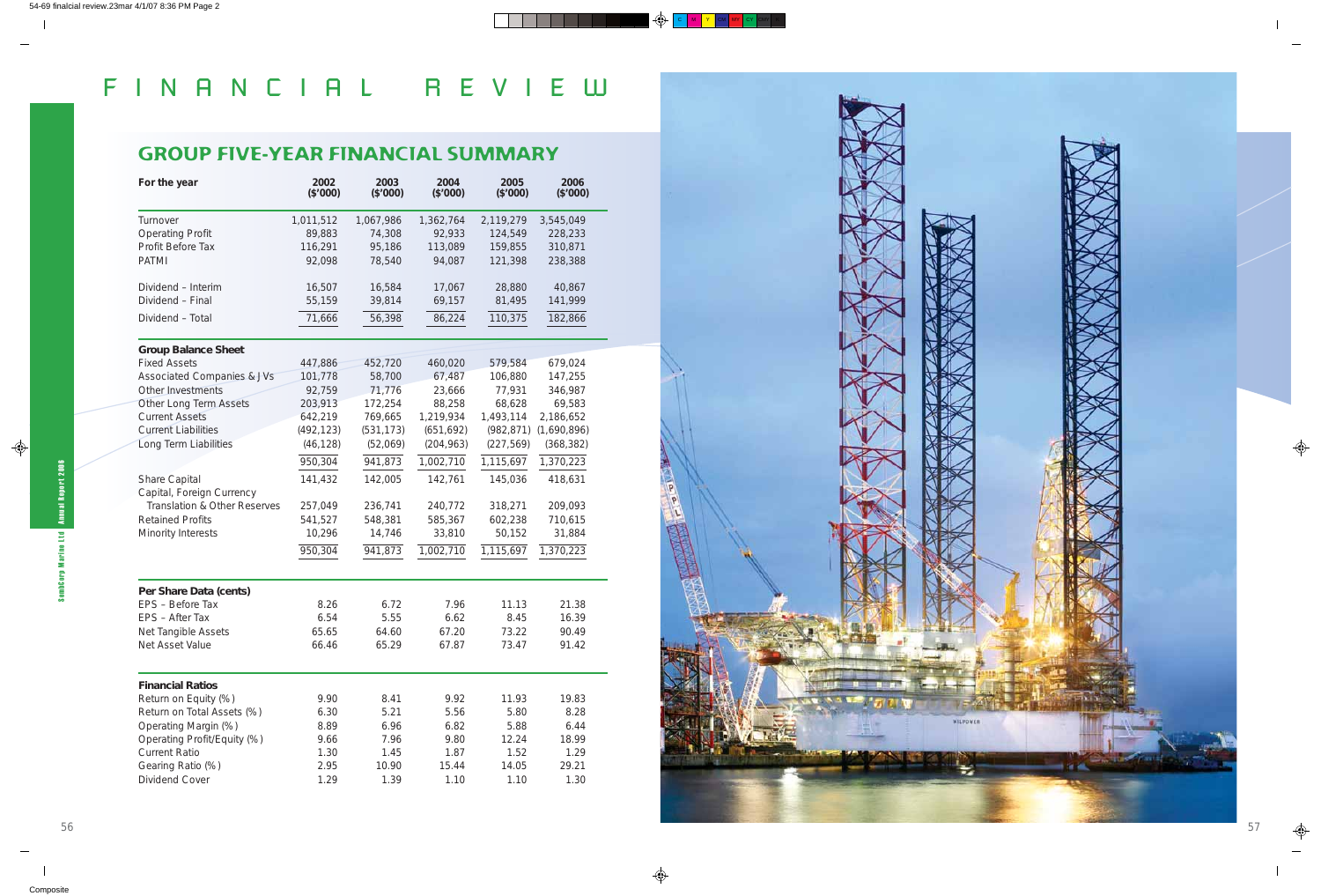# FINANCIAL REVIEW

## GROUP FIVE-YEAR FINANCIAL SUMMARY

| For the year | 2002 ($'000) | 2003 ($'000) | 2004 ($'000) | 2005 ($'000) | 2006 ($'000) |
|---|---|---|---|---|---|
| Turnover | 1,011,512 | 1,067,986 | 1,362,764 | 2,119,279 | 3,545,049 |
| Operating Profit | 89,883 | 74,308 | 92,933 | 124,549 | 228,233 |
| Profit Before Tax | 116,291 | 95,186 | 113,089 | 159,855 | 310,871 |
| PATMI | 92,098 | 78,540 | 94,087 | 121,398 | 238,388 |
| Dividend – Interim | 16,507 | 16,584 | 17,067 | 28,880 | 40,867 |
| Dividend – Final | 55,159 | 39,814 | 69,157 | 81,495 | 141,999 |
| Dividend – Total | 71,666 | 56,398 | 86,224 | 110,375 | 182,866 |
| **Group Balance Sheet** | | | | | |
| Fixed Assets | 447,886 | 452,720 | 460,020 | 579,584 | 679,024 |
| Associated Companies & JVs | 101,778 | 58,700 | 67,487 | 106,880 | 147,255 |
| Other Investments | 92,759 | 71,776 | 23,666 | 77,931 | 346,987 |
| Other Long Term Assets | 203,913 | 172,254 | 88,258 | 68,628 | 69,583 |
| Current Assets | 642,219 | 769,665 | 1,219,934 | 1,493,114 | 2,186,652 |
| Current Liabilities | (492,123) | (531,173) | (651,692) | (982,871) | (1,690,896) |
| Long Term Liabilities | (46,128) | (52,069) | (204,963) | (227,569) | (368,382) |
| | 950,304 | 941,873 | 1,002,710 | 1,115,697 | 1,370,223 |
| Share Capital | 141,432 | 142,005 | 142,761 | 145,036 | 418,631 |
| Capital, Foreign Currency Translation & Other Reserves | 257,049 | 236,741 | 240,772 | 318,271 | 209,093 |
| Retained Profits | 541,527 | 548,381 | 585,367 | 602,238 | 710,615 |
| Minority Interests | 10,296 | 14,746 | 33,810 | 50,152 | 31,884 |
| | 950,304 | 941,873 | 1,002,710 | 1,115,697 | 1,370,223 |
| **Per Share Data (cents)** | | | | | |
| EPS – Before Tax | 8.26 | 6.72 | 7.96 | 11.13 | 21.38 |
| EPS – After Tax | 6.54 | 5.55 | 6.62 | 8.45 | 16.39 |
| Net Tangible Assets | 65.65 | 64.60 | 67.20 | 73.22 | 90.49 |
| Net Asset Value | 66.46 | 65.29 | 67.87 | 73.47 | 91.42 |
| **Financial Ratios** | | | | | |
| Return on Equity (%) | 9.90 | 8.41 | 9.92 | 11.93 | 19.83 |
| Return on Total Assets (%) | 6.30 | 5.21 | 5.56 | 5.80 | 8.28 |
| Operating Margin (%) | 8.89 | 6.96 | 6.82 | 5.88 | 6.44 |
| Operating Profit/Equity (%) | 9.66 | 7.96 | 9.80 | 12.24 | 18.99 |
| Current Ratio | 1.30 | 1.45 | 1.87 | 1.52 | 1.29 |
| Gearing Ratio (%) | 2.95 | 10.90 | 15.44 | 14.05 | 29.21 |
| Dividend Cover | 1.29 | 1.39 | 1.10 | 1.10 | 1.30 |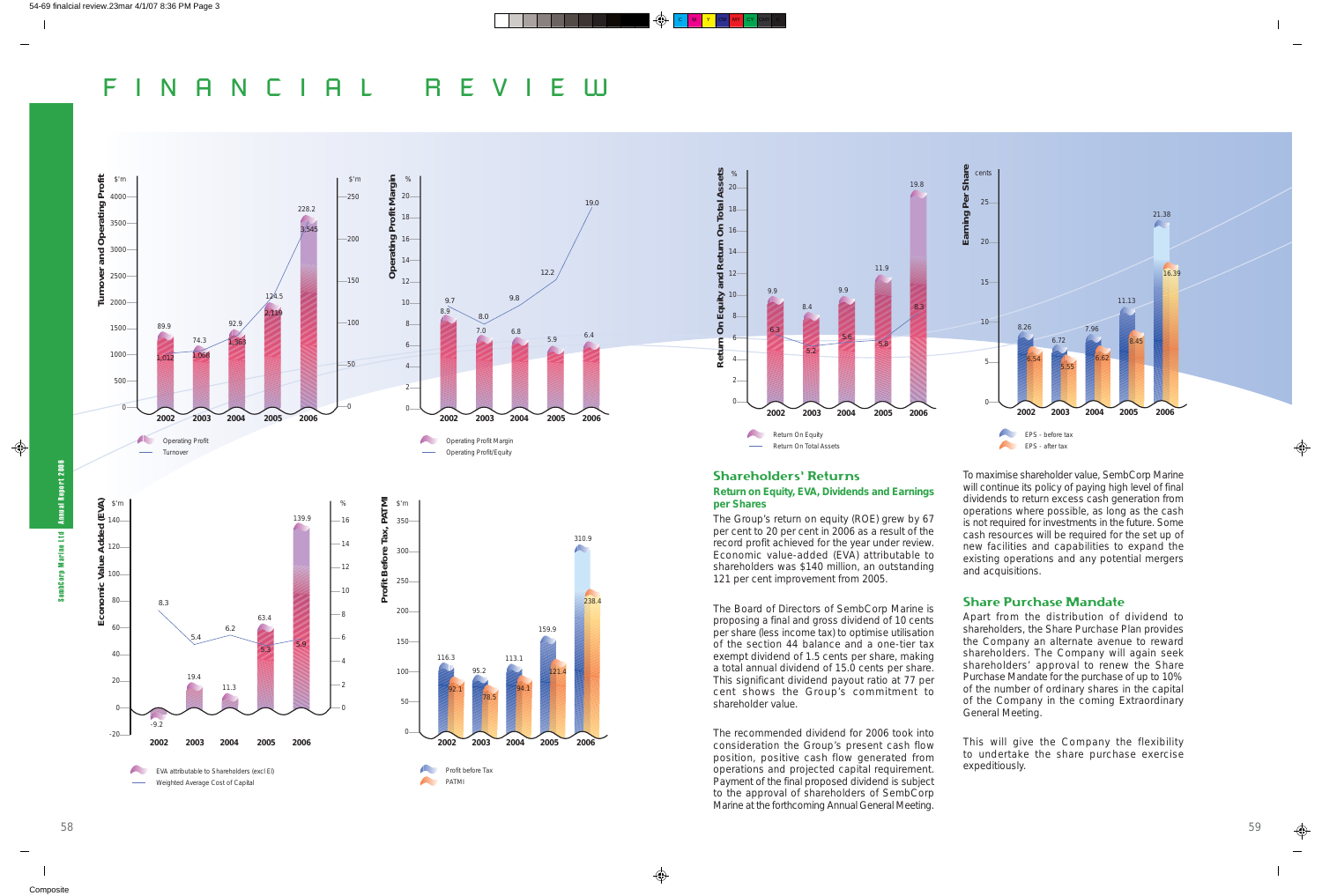# FINANCIAL REVIEW

Turnover and Operating Profit
$'m
4000
3500
3000
2500
2000
1500
1000
500
0
$'m
250
200
150
100
50
0
89.9
74.3
92.9
124.5
228.2
1,012
1,068
1,363
2,119
3,545
2002 2003 2004 2005 2006
Operating Profit
Turnover

Operating Profit Margin
%
20
18
16
14
12
10
8
6
4
2
0
9.7
8.9
8.0
7.0
9.8
6.8
12.2
5.9
19.0
6.4
2002 2003 2004 2005 2006
Operating Profit Margin
Operating Profit/Equity

Return On Equity and Return On Total Assets
%
20
18
16
14
12
10
8
6
4
2
0
9.9
6.3
8.4
5.2
9.9
5.6
11.9
5.8
19.8
8.3
2002 2003 2004 2005 2006
Return On Equity
Return On Total Assets

Earning Per Share
cents
25
20
15
10
5
0
8.26
6.54
6.72
5.55
7.96
6.62
11.13
8.45
21.38
16.39
2002 2003 2004 2005 2006
EPS - before tax
EPS - after tax

Economic Value Added (EVA)
$'m
140
120
100
80
60
40
20
0
-20
%
16
14
12
10
8
6
4
2
0
8.3
-9.2
5.4
19.4
6.2
11.3
63.4
5.3
139.9
5.9
2002 2003 2004 2005 2006
EVA attributable to Shareholders (excl EI)
Weighted Average Cost of Capital

Profit Before Tax, PATMI
$'m
350
300
250
200
150
100
50
0
116.3
92.1
95.2
78.5
113.1
94.1
159.9
121.4
310.9
238.4
2002 2003 2004 2005 2006
Profit before Tax
PATMI

## Shareholders' Returns

### Return on Equity, EVA, Dividends and Earnings per Shares

The Group's return on equity (ROE) grew by 67 per cent to 20 per cent in 2006 as a result of the record profit achieved for the year under review. Economic value-added (EVA) attributable to shareholders was $140 million, an outstanding 121 per cent improvement from 2005.

The Board of Directors of SembCorp Marine is proposing a final and gross dividend of 10 cents per share (less income tax) to optimise utilisation of the section 44 balance and a one-tier tax exempt dividend of 1.5 cents per share, making a total annual dividend of 15.0 cents per share. This significant dividend payout ratio at 77 per cent shows the Group's commitment to shareholder value.

The recommended dividend for 2006 took into consideration the Group's present cash flow position, positive cash flow generated from operations and projected capital requirement. Payment of the final proposed dividend is subject to the approval of shareholders of SembCorp Marine at the forthcoming Annual General Meeting.

To maximise shareholder value, SembCorp Marine will continue its policy of paying high level of final dividends to return excess cash generation from operations where possible, as long as the cash is not required for investments in the future. Some cash resources will be required for the set up of new facilities and capabilities to expand the existing operations and any potential mergers and acquisitions.

## Share Purchase Mandate

Apart from the distribution of dividend to shareholders, the Share Purchase Plan provides the Company an alternate avenue to reward shareholders. The Company will again seek shareholders' approval to renew the Share Purchase Mandate for the purchase of up to 10% of the number of ordinary shares in the capital of the Company in the coming Extraordinary General Meeting.

This will give the Company the flexibility to undertake the share purchase exercise expeditiously.